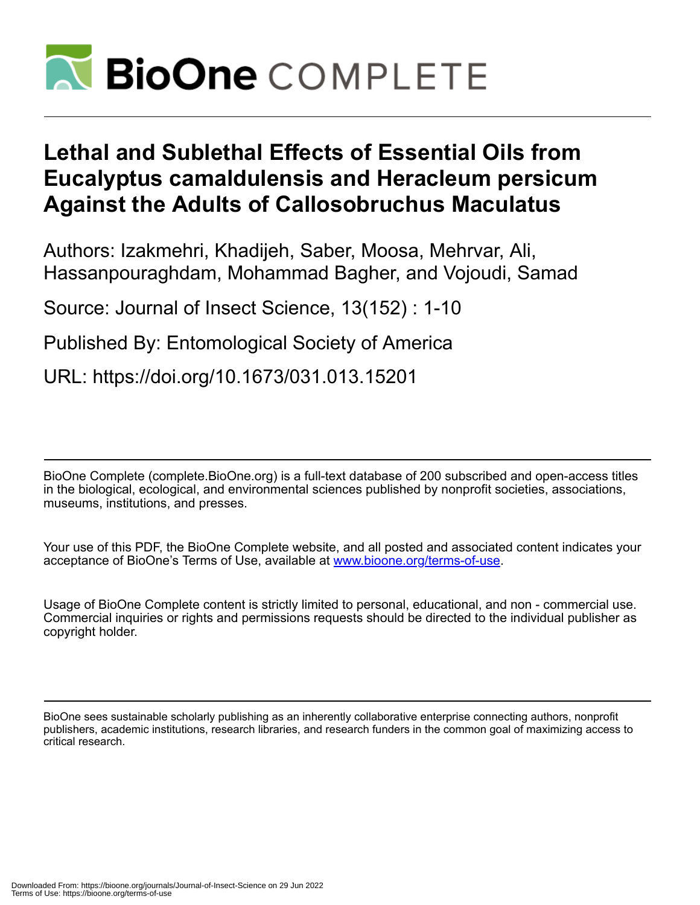# Lethal and Sublethal Effects of Essential Oils from Eucalyptus camaldulensis and Heracleum persicum Against the Adults of Callosobruchus Maculatus

Authors: Izakmehri, Khadijeh, Saber, Moosa, Mehrvar, Ali, Hassanpouraghdam, Mohammad Bagher, and Vojoudi, Samad

Source: Journal of Insect Science, 13(152) : 1-10

Published By: Entomological Society of America

URL: https://doi.org/10.1673/031.013.15201

BioOne Complete (complete.BioOne.org) is a full-text database of 200 subscribed and open-access titles in the biological, ecological, and environmental sciences published by nonprofit societies, associations, museums, institutions, and presses.

Your use of this PDF, the BioOne Complete website, and all posted and associated content indicates your acceptance of BioOne's Terms of Use, available at www.bioone.org/terms-of-use.

Usage of BioOne Complete content is strictly limited to personal, educational, and non - commercial use. Commercial inquiries or rights and permissions requests should be directed to the individual publisher as copyright holder.

BioOne sees sustainable scholarly publishing as an inherently collaborative enterprise connecting authors, nonprofit publishers, academic institutions, research libraries, and research funders in the common goal of maximizing access to critical research.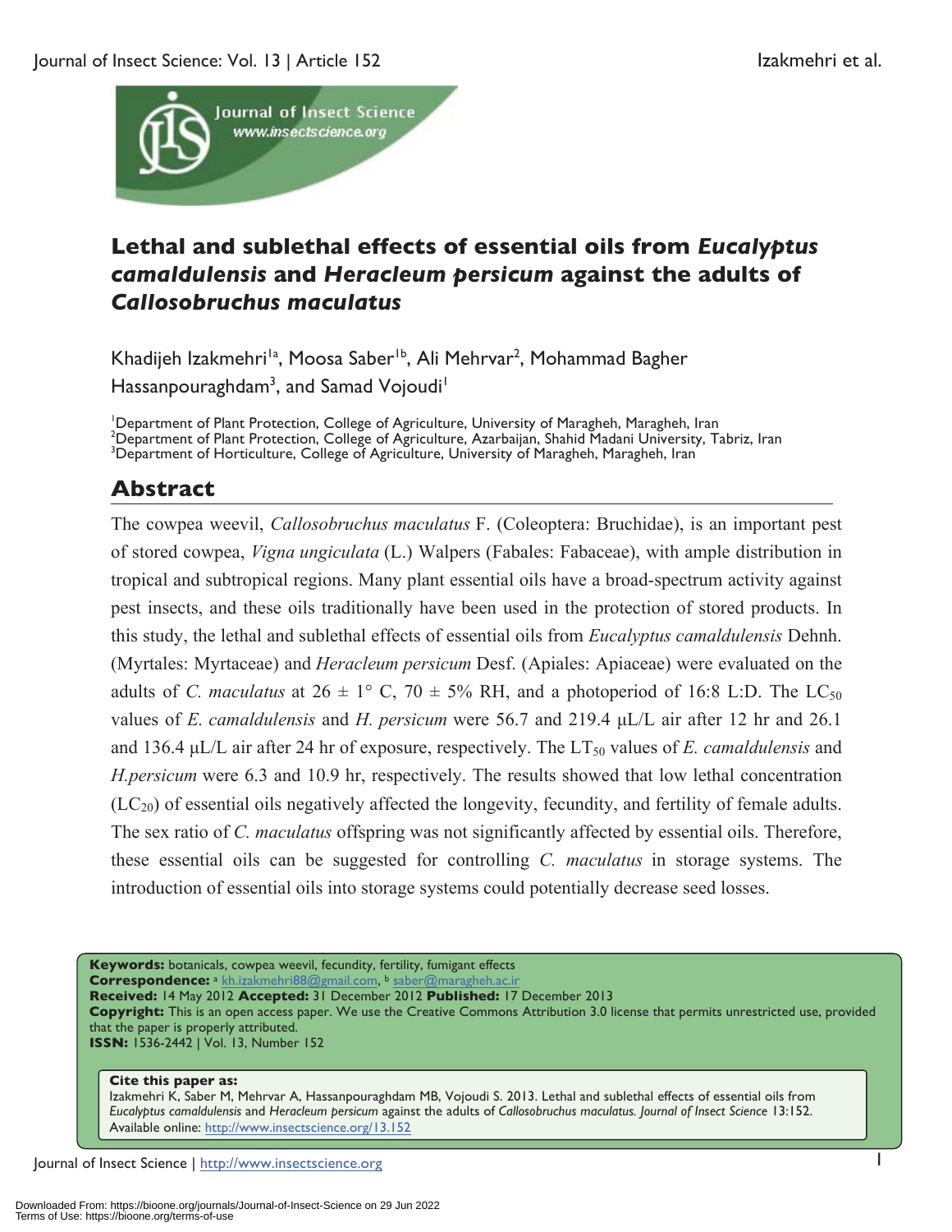# Lethal and sublethal effects of essential oils from *Eucalyptus camaldulensis* and *Heracleum persicum* against the adults of *Callosobruchus maculatus*

Khadijeh Izakmehri[1a], Moosa Saber[1b], Ali Mehrvar[2], Mohammad Bagher Hassanpouraghdam[3], and Samad Vojoudi[1]

[1]Department of Plant Protection, College of Agriculture, University of Maragheh, Maragheh, Iran
[2]Department of Plant Protection, College of Agriculture, Azarbaijan, Shahid Madani University, Tabriz, Iran
[3]Department of Horticulture, College of Agriculture, University of Maragheh, Maragheh, Iran

## Abstract

The cowpea weevil, *Callosobruchus maculatus* F. (Coleoptera: Bruchidae), is an important pest of stored cowpea, *Vigna ungiculata* (L.) Walpers (Fabales: Fabaceae), with ample distribution in tropical and subtropical regions. Many plant essential oils have a broad-spectrum activity against pest insects, and these oils traditionally have been used in the protection of stored products. In this study, the lethal and sublethal effects of essential oils from *Eucalyptus camaldulensis* Dehnh. (Myrtales: Myrtaceae) and *Heracleum persicum* Desf. (Apiales: Apiaceae) were evaluated on the adults of *C. maculatus* at 26 ± 1° C, 70 ± 5% RH, and a photoperiod of 16:8 L:D. The $LC_{50}$ values of *E. camaldulensis* and *H. persicum* were 56.7 and 219.4 µL/L air after 12 hr and 26.1 and 136.4 µL/L air after 24 hr of exposure, respectively. The $LT_{50}$ values of *E. camaldulensis* and *H.persicum* were 6.3 and 10.9 hr, respectively. The results showed that low lethal concentration ($LC_{20}$) of essential oils negatively affected the longevity, fecundity, and fertility of female adults. The sex ratio of *C. maculatus* offspring was not significantly affected by essential oils. Therefore, these essential oils can be suggested for controlling *C. maculatus* in storage systems. The introduction of essential oils into storage systems could potentially decrease seed losses.

**Keywords:** botanicals, cowpea weevil, fecundity, fertility, fumigant effects
**Correspondence:** [a] kh.izakmehri88@gmail.com, [b] saber@maragheh.ac.ir
**Received:** 14 May 2012 **Accepted:** 31 December 2012 **Published:** 17 December 2013
**Copyright:** This is an open access paper. We use the Creative Commons Attribution 3.0 license that permits unrestricted use, provided that the paper is properly attributed.
**ISSN:** 1536-2442 | Vol. 13, Number 152

**Cite this paper as:**
Izakmehri K, Saber M, Mehrvar A, Hassanpouraghdam MB, Vojoudi S. 2013. Lethal and sublethal effects of essential oils from *Eucalyptus camaldulensis* and *Heracleum persicum* against the adults of *Callosobruchus maculatus*. *Journal of Insect Science* 13:152. Available online: http://www.insectscience.org/13.152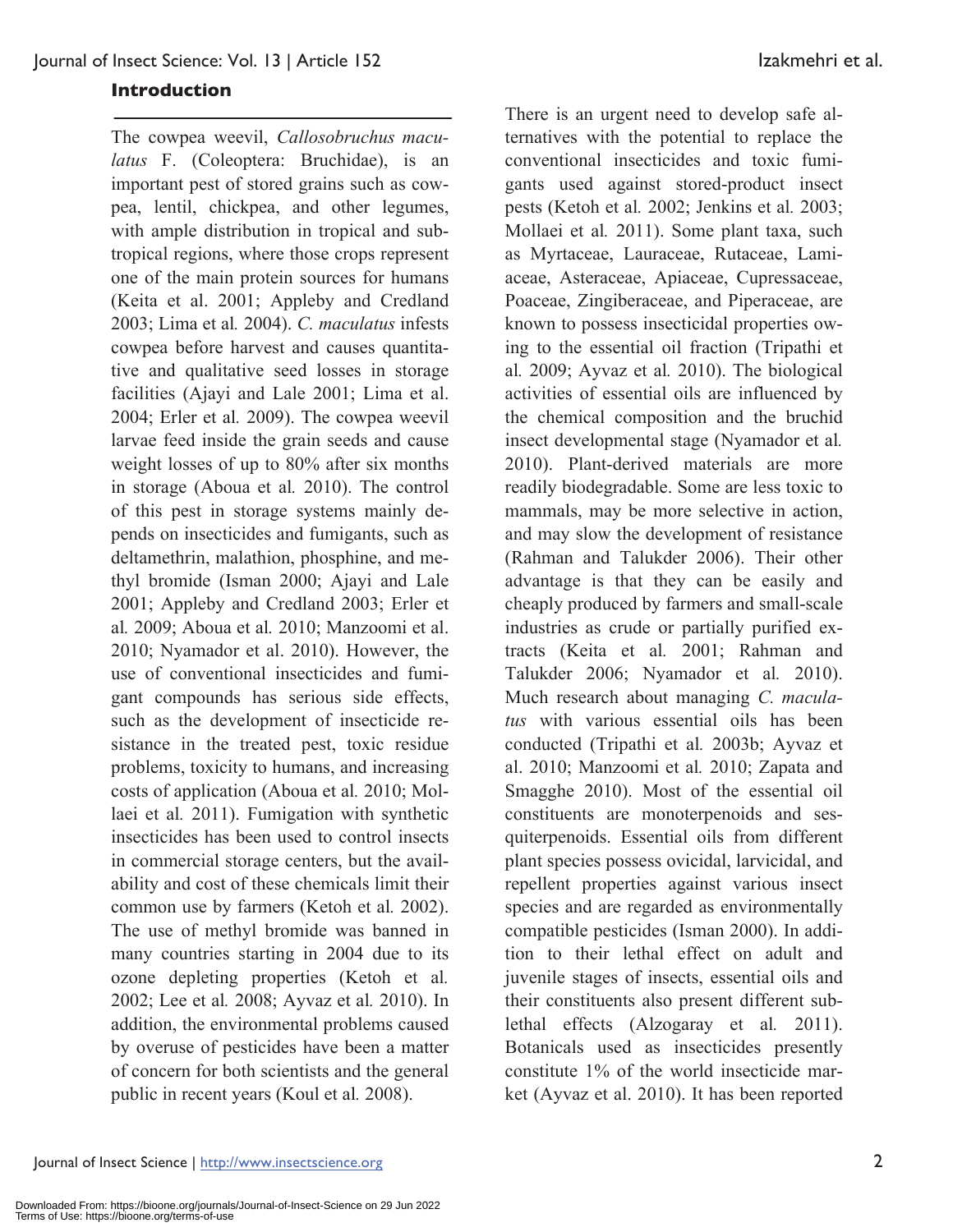## Introduction

The cowpea weevil, *Callosobruchus maculatus* F. (Coleoptera: Bruchidae), is an important pest of stored grains such as cowpea, lentil, chickpea, and other legumes, with ample distribution in tropical and subtropical regions, where those crops represent one of the main protein sources for humans (Keita et al. 2001; Appleby and Credland 2003; Lima et al*.* 2004). *C. maculatus* infests cowpea before harvest and causes quantitative and qualitative seed losses in storage facilities (Ajayi and Lale 2001; Lima et al. 2004; Erler et al*.* 2009). The cowpea weevil larvae feed inside the grain seeds and cause weight losses of up to 80% after six months in storage (Aboua et al*.* 2010). The control of this pest in storage systems mainly depends on insecticides and fumigants, such as deltamethrin, malathion, phosphine, and methyl bromide (Isman 2000; Ajayi and Lale 2001; Appleby and Credland 2003; Erler et al*.* 2009; Aboua et al*.* 2010; Manzoomi et al. 2010; Nyamador et al. 2010). However, the use of conventional insecticides and fumigant compounds has serious side effects, such as the development of insecticide resistance in the treated pest, toxic residue problems, toxicity to humans, and increasing costs of application (Aboua et al*.* 2010; Mollaei et al*.* 2011). Fumigation with synthetic insecticides has been used to control insects in commercial storage centers, but the availability and cost of these chemicals limit their common use by farmers (Ketoh et al*.* 2002). The use of methyl bromide was banned in many countries starting in 2004 due to its ozone depleting properties (Ketoh et al*.* 2002; Lee et al*.* 2008; Ayvaz et al*.* 2010). In addition, the environmental problems caused by overuse of pesticides have been a matter of concern for both scientists and the general public in recent years (Koul et al*.* 2008).

There is an urgent need to develop safe alternatives with the potential to replace the conventional insecticides and toxic fumigants used against stored-product insect pests (Ketoh et al*.* 2002; Jenkins et al*.* 2003; Mollaei et al*.* 2011). Some plant taxa, such as Myrtaceae, Lauraceae, Rutaceae, Lamiaceae, Asteraceae, Apiaceae, Cupressaceae, Poaceae, Zingiberaceae, and Piperaceae, are known to possess insecticidal properties owing to the essential oil fraction (Tripathi et al*.* 2009; Ayvaz et al*.* 2010). The biological activities of essential oils are influenced by the chemical composition and the bruchid insect developmental stage (Nyamador et al*.* 2010). Plant-derived materials are more readily biodegradable. Some are less toxic to mammals, may be more selective in action, and may slow the development of resistance (Rahman and Talukder 2006). Their other advantage is that they can be easily and cheaply produced by farmers and small-scale industries as crude or partially purified extracts (Keita et al*.* 2001; Rahman and Talukder 2006; Nyamador et al*.* 2010). Much research about managing *C. maculatus* with various essential oils has been conducted (Tripathi et al*.* 2003b; Ayvaz et al. 2010; Manzoomi et al*.* 2010; Zapata and Smagghe 2010). Most of the essential oil constituents are monoterpenoids and sesquiterpenoids. Essential oils from different plant species possess ovicidal, larvicidal, and repellent properties against various insect species and are regarded as environmentally compatible pesticides (Isman 2000). In addition to their lethal effect on adult and juvenile stages of insects, essential oils and their constituents also present different sublethal effects (Alzogaray et al*.* 2011). Botanicals used as insecticides presently constitute 1% of the world insecticide market (Ayvaz et al. 2010). It has been reported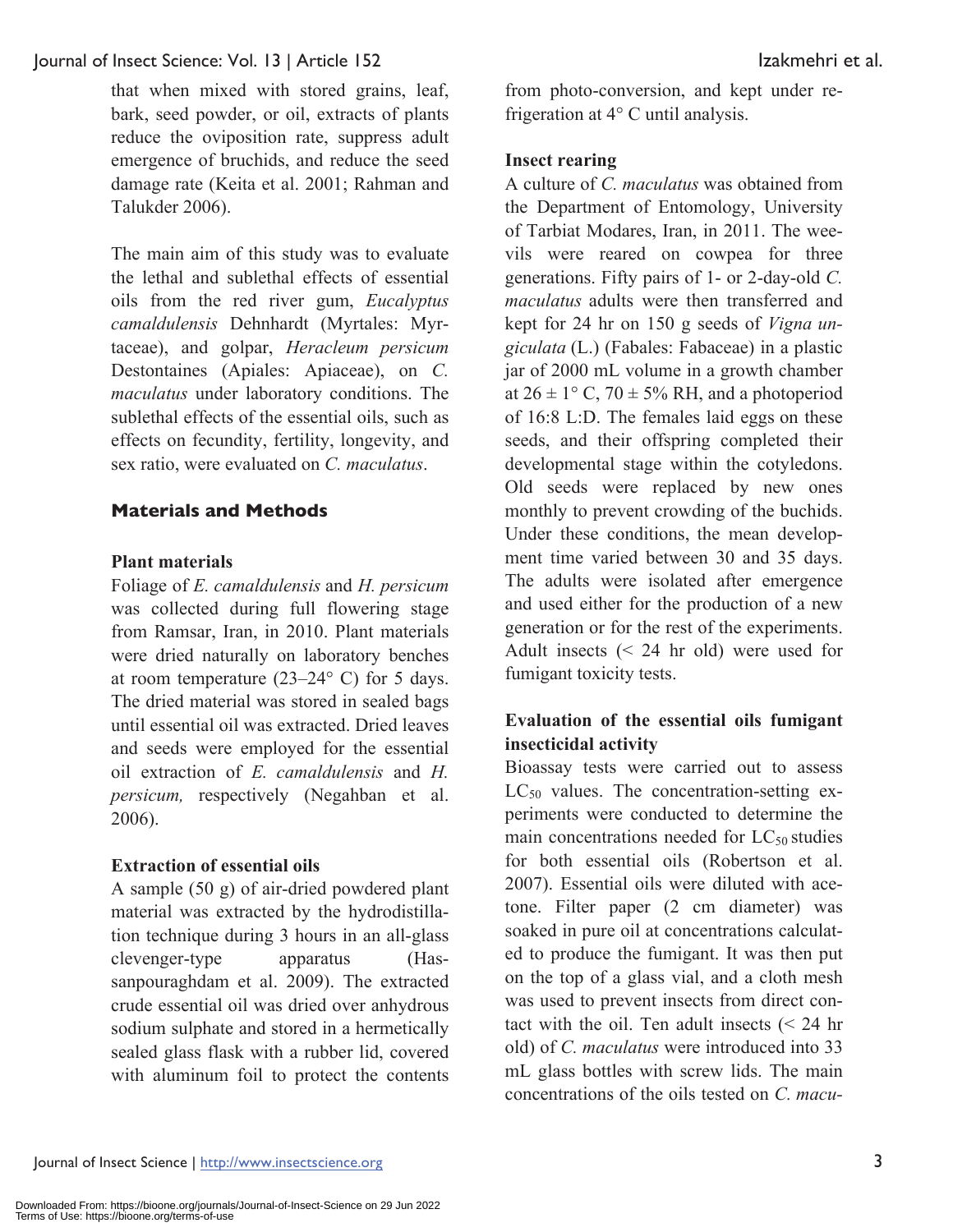that when mixed with stored grains, leaf, bark, seed powder, or oil, extracts of plants reduce the oviposition rate, suppress adult emergence of bruchids, and reduce the seed damage rate (Keita et al. 2001; Rahman and Talukder 2006).

The main aim of this study was to evaluate the lethal and sublethal effects of essential oils from the red river gum, *Eucalyptus camaldulensis* Dehnhardt (Myrtales: Myrtaceae), and golpar, *Heracleum persicum* Destontaines (Apiales: Apiaceae), on *C. maculatus* under laboratory conditions. The sublethal effects of the essential oils, such as effects on fecundity, fertility, longevity, and sex ratio, were evaluated on *C. maculatus*.

## Materials and Methods

### Plant materials

Foliage of *E. camaldulensis* and *H. persicum* was collected during full flowering stage from Ramsar, Iran, in 2010. Plant materials were dried naturally on laboratory benches at room temperature (23–24° C) for 5 days. The dried material was stored in sealed bags until essential oil was extracted. Dried leaves and seeds were employed for the essential oil extraction of *E. camaldulensis* and *H. persicum,* respectively (Negahban et al. 2006).

### Extraction of essential oils

A sample (50 g) of air-dried powdered plant material was extracted by the hydrodistillation technique during 3 hours in an all-glass clevenger-type apparatus (Hassanpouraghdam et al. 2009). The extracted crude essential oil was dried over anhydrous sodium sulphate and stored in a hermetically sealed glass flask with a rubber lid, covered with aluminum foil to protect the contents from photo-conversion, and kept under refrigeration at 4° C until analysis.

### Insect rearing

A culture of *C. maculatus* was obtained from the Department of Entomology, University of Tarbiat Modares, Iran, in 2011. The weevils were reared on cowpea for three generations. Fifty pairs of 1- or 2-day-old *C. maculatus* adults were then transferred and kept for 24 hr on 150 g seeds of *Vigna unguiculata* (L.) (Fabales: Fabaceae) in a plastic jar of 2000 mL volume in a growth chamber at 26 ± 1° C, 70 ± 5% RH, and a photoperiod of 16:8 L:D. The females laid eggs on these seeds, and their offspring completed their developmental stage within the cotyledons. Old seeds were replaced by new ones monthly to prevent crowding of the buchids. Under these conditions, the mean development time varied between 30 and 35 days. The adults were isolated after emergence and used either for the production of a new generation or for the rest of the experiments. Adult insects (< 24 hr old) were used for fumigant toxicity tests.

### Evaluation of the essential oils fumigant insecticidal activity

Bioassay tests were carried out to assess $LC_{50}$ values. The concentration-setting experiments were conducted to determine the main concentrations needed for $LC_{50}$ studies for both essential oils (Robertson et al. 2007). Essential oils were diluted with acetone. Filter paper (2 cm diameter) was soaked in pure oil at concentrations calculated to produce the fumigant. It was then put on the top of a glass vial, and a cloth mesh was used to prevent insects from direct contact with the oil. Ten adult insects (< 24 hr old) of *C. maculatus* were introduced into 33 mL glass bottles with screw lids. The main concentrations of the oils tested on *C. macu-*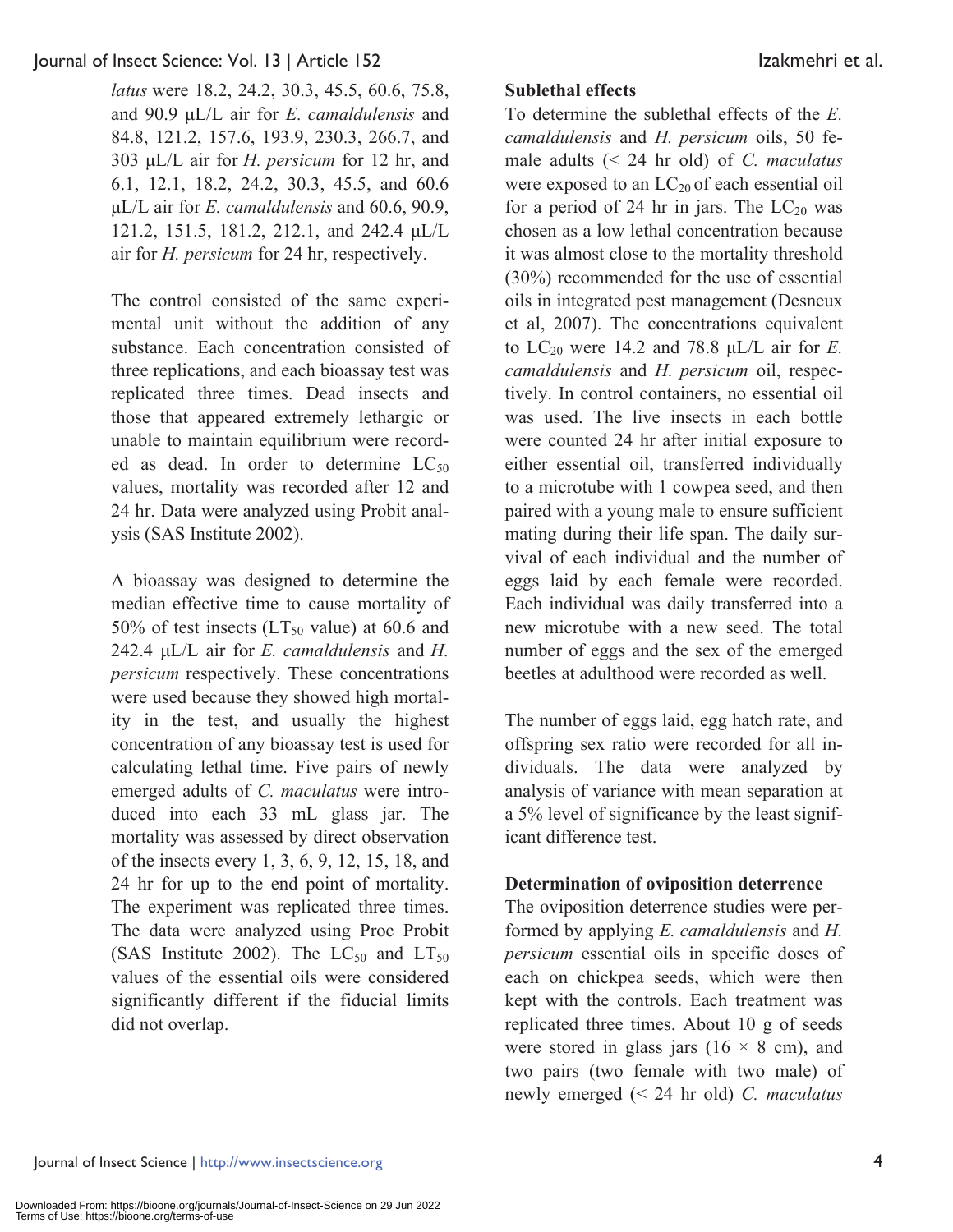*latus* were 18.2, 24.2, 30.3, 45.5, 60.6, 75.8, and 90.9 μL/L air for *E. camaldulensis* and 84.8, 121.2, 157.6, 193.9, 230.3, 266.7, and 303 μL/L air for *H. persicum* for 12 hr, and 6.1, 12.1, 18.2, 24.2, 30.3, 45.5, and 60.6 μL/L air for *E. camaldulensis* and 60.6, 90.9, 121.2, 151.5, 181.2, 212.1, and 242.4 μL/L air for *H. persicum* for 24 hr, respectively.

The control consisted of the same experimental unit without the addition of any substance. Each concentration consisted of three replications, and each bioassay test was replicated three times. Dead insects and those that appeared extremely lethargic or unable to maintain equilibrium were recorded as dead. In order to determine $LC_{50}$ values, mortality was recorded after 12 and 24 hr. Data were analyzed using Probit analysis (SAS Institute 2002).

A bioassay was designed to determine the median effective time to cause mortality of 50% of test insects ($LT_{50}$ value) at 60.6 and 242.4 μL/L air for *E. camaldulensis* and *H. persicum* respectively. These concentrations were used because they showed high mortality in the test, and usually the highest concentration of any bioassay test is used for calculating lethal time. Five pairs of newly emerged adults of *C. maculatus* were introduced into each 33 mL glass jar. The mortality was assessed by direct observation of the insects every 1, 3, 6, 9, 12, 15, 18, and 24 hr for up to the end point of mortality. The experiment was replicated three times. The data were analyzed using Proc Probit (SAS Institute 2002). The $LC_{50}$ and $LT_{50}$ values of the essential oils were considered significantly different if the fiducial limits did not overlap.

**Sublethal effects**

To determine the sublethal effects of the *E. camaldulensis* and *H. persicum* oils, 50 female adults (< 24 hr old) of *C. maculatus* were exposed to an $LC_{20}$ of each essential oil for a period of 24 hr in jars. The $LC_{20}$ was chosen as a low lethal concentration because it was almost close to the mortality threshold (30%) recommended for the use of essential oils in integrated pest management (Desneux et al, 2007). The concentrations equivalent to $LC_{20}$ were 14.2 and 78.8 μL/L air for *E. camaldulensis* and *H. persicum* oil, respectively. In control containers, no essential oil was used. The live insects in each bottle were counted 24 hr after initial exposure to either essential oil, transferred individually to a microtube with 1 cowpea seed, and then paired with a young male to ensure sufficient mating during their life span. The daily survival of each individual and the number of eggs laid by each female were recorded. Each individual was daily transferred into a new microtube with a new seed. The total number of eggs and the sex of the emerged beetles at adulthood were recorded as well.

The number of eggs laid, egg hatch rate, and offspring sex ratio were recorded for all individuals. The data were analyzed by analysis of variance with mean separation at a 5% level of significance by the least significant difference test.

**Determination of oviposition deterrence**

The oviposition deterrence studies were performed by applying *E. camaldulensis* and *H. persicum* essential oils in specific doses of each on chickpea seeds, which were then kept with the controls. Each treatment was replicated three times. About 10 g of seeds were stored in glass jars (16 × 8 cm), and two pairs (two female with two male) of newly emerged (< 24 hr old) *C. maculatus*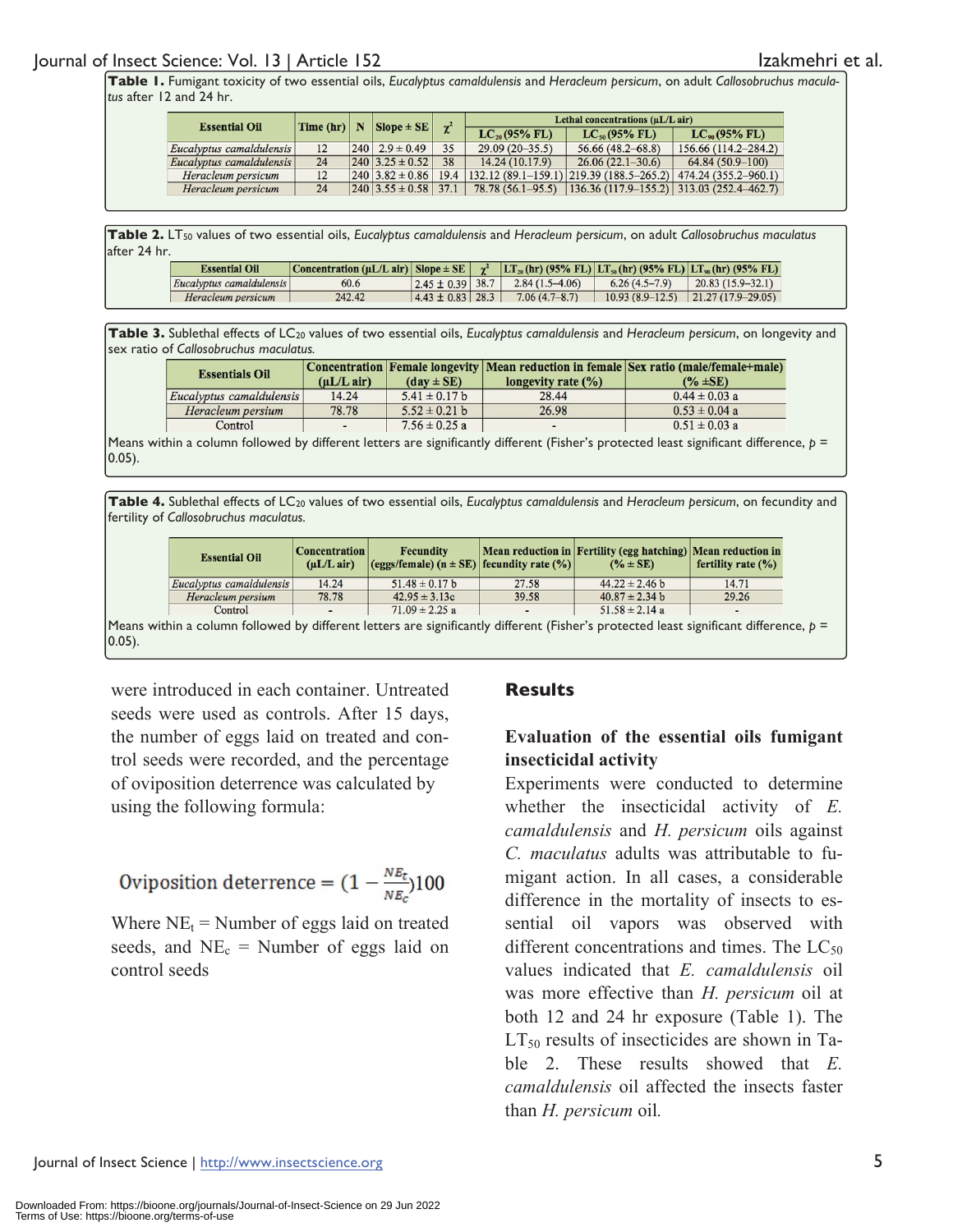**Table 1.** Fumigant toxicity of two essential oils, *Eucalyptus camaldulensis* and *Heracleum persicum*, on adult *Callosobruchus maculatus* after 12 and 24 hr.

| Essential Oil | Time (hr) | N | Slope ± SE | $\chi^2$ | Lethal concentrations (μL/L air) | | |
|---|---|---|---|---|---|---|---|
| | | | | | $LC_{20}$ (95% FL) | $LC_{50}$ (95% FL) | $LC_{90}$ (95% FL) |
| *Eucalyptus camaldulensis* | 12 | 240 | 2.9 ± 0.49 | 35 | 29.09 (20–35.5) | 56.66 (48.2–68.8) | 156.66 (114.2–284.2) |
| *Eucalyptus camaldulensis* | 24 | 240 | 3.25 ± 0.52 | 38 | 14.24 (10.17.9) | 26.06 (22.1–30.6) | 64.84 (50.9–100) |
| *Heracleum persicum* | 12 | 240 | 3.82 ± 0.86 | 19.4 | 132.12 (89.1–159.1) | 219.39 (188.5–265.2) | 474.24 (355.2–960.1) |
| *Heracleum persicum* | 24 | 240 | 3.55 ± 0.58 | 37.1 | 78.78 (56.1–95.5) | 136.36 (117.9–155.2) | 313.03 (252.4–462.7) |

**Table 2.** $LT_{50}$ values of two essential oils, *Eucalyptus camaldulensis* and *Heracleum persicum*, on adult *Callosobruchus maculatus* after 24 hr.

| Essential Oil | Concentration (μL/L air) | Slope ± SE | $\chi^2$ | $LT_{20}$ (hr) (95% FL) | $LT_{50}$ (hr) (95% FL) | $LT_{90}$ (hr) (95% FL) |
|---|---|---|---|---|---|---|
| *Eucalyptus camaldulensis* | 60.6 | 2.45 ± 0.39 | 38.7 | 2.84 (1.5–4.06) | 6.26 (4.5–7.9) | 20.83 (15.9–32.1) |
| *Heracleum persicum* | 242.42 | 4.43 ± 0.83 | 28.3 | 7.06 (4.7–8.7) | 10.93 (8.9–12.5) | 21.27 (17.9–29.05) |

**Table 3.** Sublethal effects of $LC_{20}$ values of two essential oils, *Eucalyptus camaldulensis* and *Heracleum persicum*, on longevity and sex ratio of *Callosobruchus maculatus*.

| Essentials Oil | Concentration (μL/L air) | Female longevity (day ± SE) | Mean reduction in female longevity rate (%) | Sex ratio (male/female+male) (% ±SE) |
|---|---|---|---|---|
| *Eucalyptus camaldulensis* | 14.24 | 5.41 ± 0.17 b | 28.44 | 0.44 ± 0.03 a |
| *Heracleum persium* | 78.78 | 5.52 ± 0.21 b | 26.98 | 0.53 ± 0.04 a |
| Control | - | 7.56 ± 0.25 a | - | 0.51 ± 0.03 a |

Means within a column followed by different letters are significantly different (Fisher's protected least significant difference, $p$ = 0.05).

**Table 4.** Sublethal effects of $LC_{20}$ values of two essential oils, *Eucalyptus camaldulensis* and *Heracleum persicum*, on fecundity and fertility of *Callosobruchus maculatus*.

| Essential Oil | Concentration (μL/L air) | Fecundity (eggs/female) (n ± SE) | Mean reduction in fecundity rate (%) | Fertility (egg hatching) (% ± SE) | Mean reduction in fertility rate (%) |
|---|---|---|---|---|---|
| *Eucalyptus camaldulensis* | 14.24 | 51.48 ± 0.17 b | 27.58 | 44.22 ± 2.46 b | 14.71 |
| *Heracleum persium* | 78.78 | 42.95 ± 3.13c | 39.58 | 40.87 ± 2.34 b | 29.26 |
| Control | - | 71.09 ± 2.25 a | - | 51.58 ± 2.14 a | - |

Means within a column followed by different letters are significantly different (Fisher's protected least significant difference, $p$ = 0.05).

were introduced in each container. Untreated seeds were used as controls. After 15 days, the number of eggs laid on treated and control seeds were recorded, and the percentage of oviposition deterrence was calculated by using the following formula:

$$\text{Oviposition deterrence} = \left(1 - \frac{NE_t}{NE_c}\right)100$$

Where $NE_t$ = Number of eggs laid on treated seeds, and $NE_c$ = Number of eggs laid on control seeds

## Results

### Evaluation of the essential oils fumigant insecticidal activity

Experiments were conducted to determine whether the insecticidal activity of *E. camaldulensis* and *H. persicum* oils against *C. maculatus* adults was attributable to fumigant action. In all cases, a considerable difference in the mortality of insects to essential oil vapors was observed with different concentrations and times. The $LC_{50}$ values indicated that *E. camaldulensis* oil was more effective than *H. persicum* oil at both 12 and 24 hr exposure (Table 1). The $LT_{50}$ results of insecticides are shown in Table 2. These results showed that *E. camaldulensis* oil affected the insects faster than *H. persicum* oil.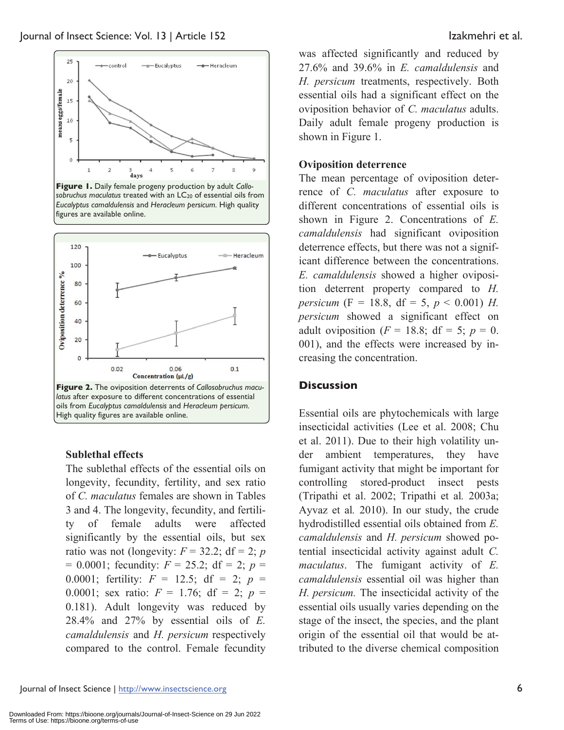25
20
15
10
5
0
means eggs/female
control
Eucalyptus
Heracleum
1 2 3 4 5 6 7 8 9
days

**Figure 1.** Daily female progeny production by adult *Callosobruchus maculatus* treated with an $LC_{20}$ of essential oils from *Eucalyptus camaldulensis* and *Heracleum persicum*. High quality figures are available online.

120
100
80
60
40
20
0
Oviposition deterrence %
Eucalyptus
Heracleum
0.02 0.06 0.1
Concentration (μl/g)

**Figure 2.** The oviposition deterrents of *Callosobruchus maculatus* after exposure to different concentrations of essential oils from *Eucalyptus camaldulensis* and *Heracleum persicum*. High quality figures are available online.

### Sublethal effects

The sublethal effects of the essential oils on longevity, fecundity, fertility, and sex ratio of *C. maculatus* females are shown in Tables 3 and 4. The longevity, fecundity, and fertility of female adults were affected significantly by the essential oils, but sex ratio was not (longevity: $F = 32.2$; df = 2; $p = 0.0001$; fecundity: $F = 25.2$; df = 2; $p = 0.0001$; fertility: $F = 12.5$; df = 2; $p = 0.0001$; sex ratio: $F = 1.76$; df = 2; $p = 0.181$). Adult longevity was reduced by 28.4% and 27% by essential oils of *E. camaldulensis* and *H. persicum* respectively compared to the control. Female fecundity was affected significantly and reduced by 27.6% and 39.6% in *E. camaldulensis* and *H. persicum* treatments, respectively. Both essential oils had a significant effect on the oviposition behavior of *C. maculatus* adults. Daily adult female progeny production is shown in Figure 1.

### Oviposition deterrence

The mean percentage of oviposition deterrence of *C. maculatus* after exposure to different concentrations of essential oils is shown in Figure 2. Concentrations of *E. camaldulensis* had significant oviposition deterrence effects, but there was not a significant difference between the concentrations. *E. camaldulensis* showed a higher oviposition deterrent property compared to *H. persicum* (F = 18.8, df = 5, $p < 0.001$) *H. persicum* showed a significant effect on adult oviposition ($F = 18.8$; df = 5; $p = 0.001$), and the effects were increased by increasing the concentration.

## Discussion

Essential oils are phytochemicals with large insecticidal activities (Lee et al. 2008; Chu et al. 2011). Due to their high volatility under ambient temperatures, they have fumigant activity that might be important for controlling stored-product insect pests (Tripathi et al. 2002; Tripathi et al. 2003a; Ayvaz et al. 2010). In our study, the crude hydrodistilled essential oils obtained from *E. camaldulensis* and *H. persicum* showed potential insecticidal activity against adult *C. maculatus*. The fumigant activity of *E. camaldulensis* essential oil was higher than *H. persicum.* The insecticidal activity of the essential oils usually varies depending on the stage of the insect, the species, and the plant origin of the essential oil that would be attributed to the diverse chemical composition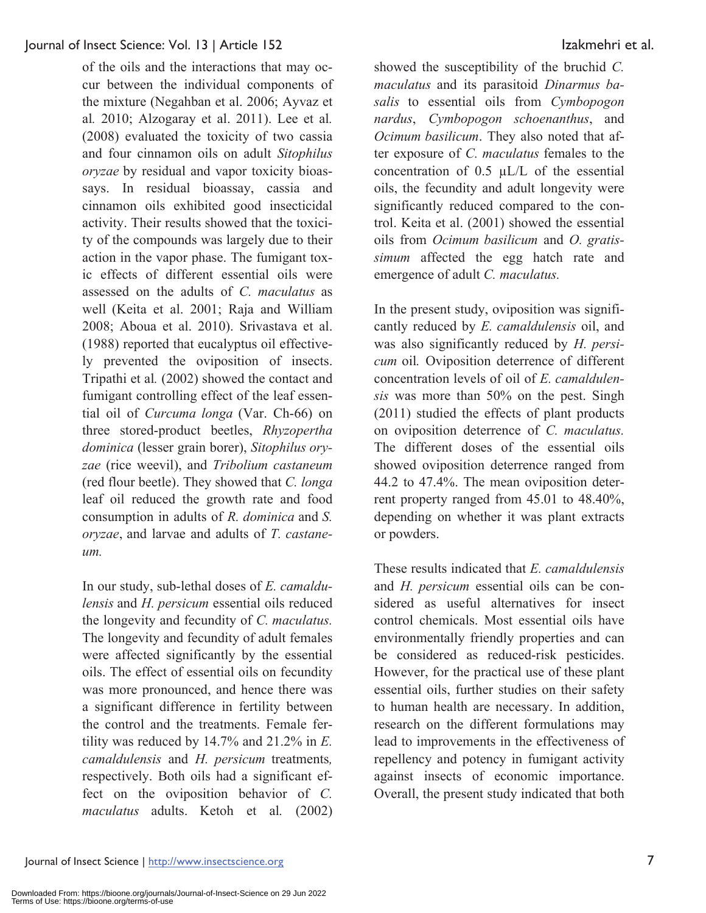of the oils and the interactions that may occur between the individual components of the mixture (Negahban et al. 2006; Ayvaz et al. 2010; Alzogaray et al. 2011). Lee et al. (2008) evaluated the toxicity of two cassia and four cinnamon oils on adult *Sitophilus oryzae* by residual and vapor toxicity bioassays. In residual bioassay, cassia and cinnamon oils exhibited good insecticidal activity. Their results showed that the toxicity of the compounds was largely due to their action in the vapor phase. The fumigant toxic effects of different essential oils were assessed on the adults of *C. maculatus* as well (Keita et al. 2001; Raja and William 2008; Aboua et al. 2010). Srivastava et al. (1988) reported that eucalyptus oil effectively prevented the oviposition of insects. Tripathi et al. (2002) showed the contact and fumigant controlling effect of the leaf essential oil of *Curcuma longa* (Var. Ch-66) on three stored-product beetles, *Rhyzopertha dominica* (lesser grain borer), *Sitophilus oryzae* (rice weevil), and *Tribolium castaneum* (red flour beetle). They showed that *C. longa* leaf oil reduced the growth rate and food consumption in adults of *R. dominica* and *S. oryzae*, and larvae and adults of *T. castaneum.*

In our study, sub-lethal doses of *E. camaldulensis* and *H. persicum* essential oils reduced the longevity and fecundity of *C. maculatus.* The longevity and fecundity of adult females were affected significantly by the essential oils. The effect of essential oils on fecundity was more pronounced, and hence there was a significant difference in fertility between the control and the treatments. Female fertility was reduced by 14.7% and 21.2% in *E. camaldulensis* and *H. persicum* treatments, respectively. Both oils had a significant effect on the oviposition behavior of *C. maculatus* adults. Ketoh et al. (2002) showed the susceptibility of the bruchid *C. maculatus* and its parasitoid *Dinarmus basalis* to essential oils from *Cymbopogon nardus*, *Cymbopogon schoenanthus*, and *Ocimum basilicum*. They also noted that after exposure of *C. maculatus* females to the concentration of 0.5 µL/L of the essential oils, the fecundity and adult longevity were significantly reduced compared to the control. Keita et al. (2001) showed the essential oils from *Ocimum basilicum* and *O. gratissimum* affected the egg hatch rate and emergence of adult *C. maculatus.*

In the present study, oviposition was significantly reduced by *E. camaldulensis* oil, and was also significantly reduced by *H. persicum* oil*.* Oviposition deterrence of different concentration levels of oil of *E. camaldulensis* was more than 50% on the pest. Singh (2011) studied the effects of plant products on oviposition deterrence of *C. maculatus.* The different doses of the essential oils showed oviposition deterrence ranged from 44.2 to 47.4%. The mean oviposition deterrent property ranged from 45.01 to 48.40%, depending on whether it was plant extracts or powders.

These results indicated that *E. camaldulensis* and *H. persicum* essential oils can be considered as useful alternatives for insect control chemicals. Most essential oils have environmentally friendly properties and can be considered as reduced-risk pesticides. However, for the practical use of these plant essential oils, further studies on their safety to human health are necessary. In addition, research on the different formulations may lead to improvements in the effectiveness of repellency and potency in fumigant activity against insects of economic importance. Overall, the present study indicated that both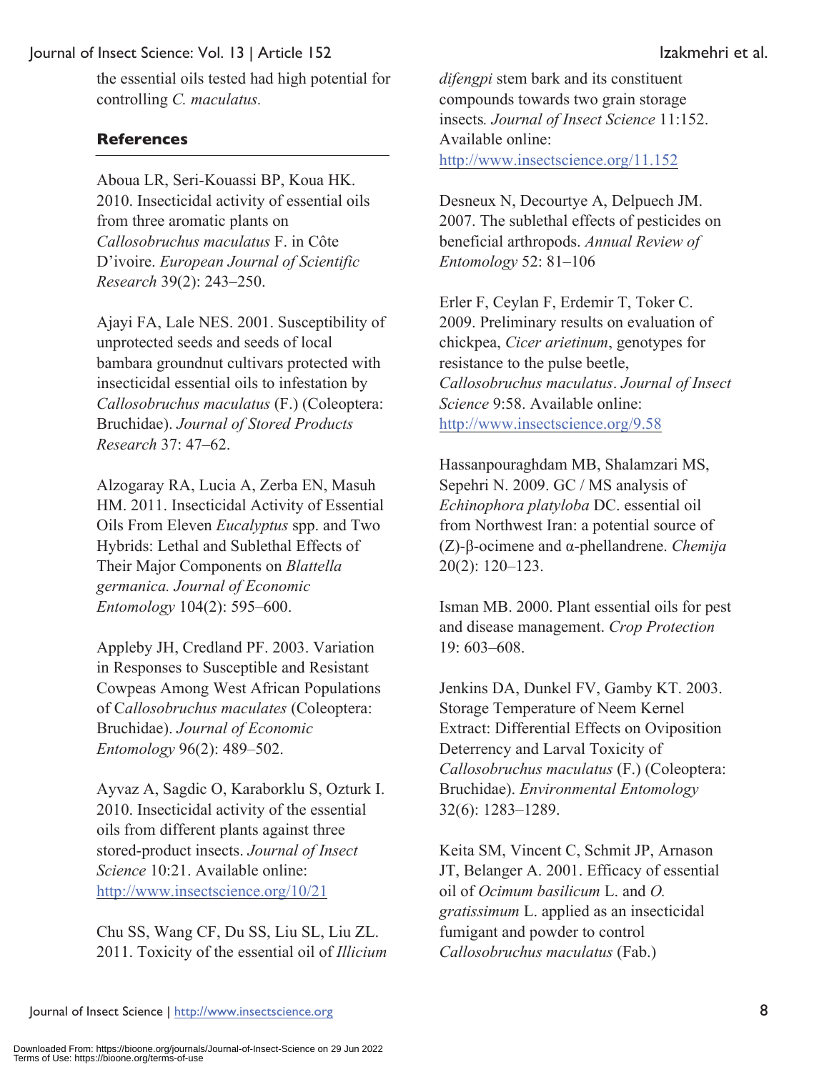the essential oils tested had high potential for controlling *C. maculatus.*

## References

Aboua LR, Seri-Kouassi BP, Koua HK. 2010. Insecticidal activity of essential oils from three aromatic plants on *Callosobruchus maculatus* F. in Côte D'ivoire. *European Journal of Scientific Research* 39(2): 243–250.

Ajayi FA, Lale NES. 2001. Susceptibility of unprotected seeds and seeds of local bambara groundnut cultivars protected with insecticidal essential oils to infestation by *Callosobruchus maculatus* (F.) (Coleoptera: Bruchidae). *Journal of Stored Products Research* 37: 47–62.

Alzogaray RA, Lucia A, Zerba EN, Masuh HM. 2011. Insecticidal Activity of Essential Oils From Eleven *Eucalyptus* spp. and Two Hybrids: Lethal and Sublethal Effects of Their Major Components on *Blattella germanica. Journal of Economic Entomology* 104(2): 595–600.

Appleby JH, Credland PF. 2003. Variation in Responses to Susceptible and Resistant Cowpeas Among West African Populations of C*allosobruchus maculates* (Coleoptera: Bruchidae). *Journal of Economic Entomology* 96(2): 489–502.

Ayvaz A, Sagdic O, Karaborklu S, Ozturk I. 2010. Insecticidal activity of the essential oils from different plants against three stored-product insects. *Journal of Insect Science* 10:21. Available online: http://www.insectscience.org/10/21

Chu SS, Wang CF, Du SS, Liu SL, Liu ZL. 2011. Toxicity of the essential oil of *Illicium difengpi* stem bark and its constituent compounds towards two grain storage insects*. Journal of Insect Science* 11:152. Available online: http://www.insectscience.org/11.152

Desneux N, Decourtye A, Delpuech JM. 2007. The sublethal effects of pesticides on beneficial arthropods. *Annual Review of Entomology* 52: 81–106

Erler F, Ceylan F, Erdemir T, Toker C. 2009. Preliminary results on evaluation of chickpea, *Cicer arietinum*, genotypes for resistance to the pulse beetle, *Callosobruchus maculatus*. *Journal of Insect Science* 9:58. Available online: http://www.insectscience.org/9.58

Hassanpouraghdam MB, Shalamzari MS, Sepehri N. 2009. GC / MS analysis of *Echinophora platyloba* DC. essential oil from Northwest Iran: a potential source of (Z)-β-ocimene and α-phellandrene. *Chemija* 20(2): 120–123.

Isman MB. 2000. Plant essential oils for pest and disease management. *Crop Protection* 19: 603–608.

Jenkins DA, Dunkel FV, Gamby KT. 2003. Storage Temperature of Neem Kernel Extract: Differential Effects on Oviposition Deterrency and Larval Toxicity of *Callosobruchus maculatus* (F.) (Coleoptera: Bruchidae). *Environmental Entomology* 32(6): 1283–1289.

Keita SM, Vincent C, Schmit JP, Arnason JT, Belanger A. 2001. Efficacy of essential oil of *Ocimum basilicum* L. and *O. gratissimum* L. applied as an insecticidal fumigant and powder to control *Callosobruchus maculatus* (Fab.)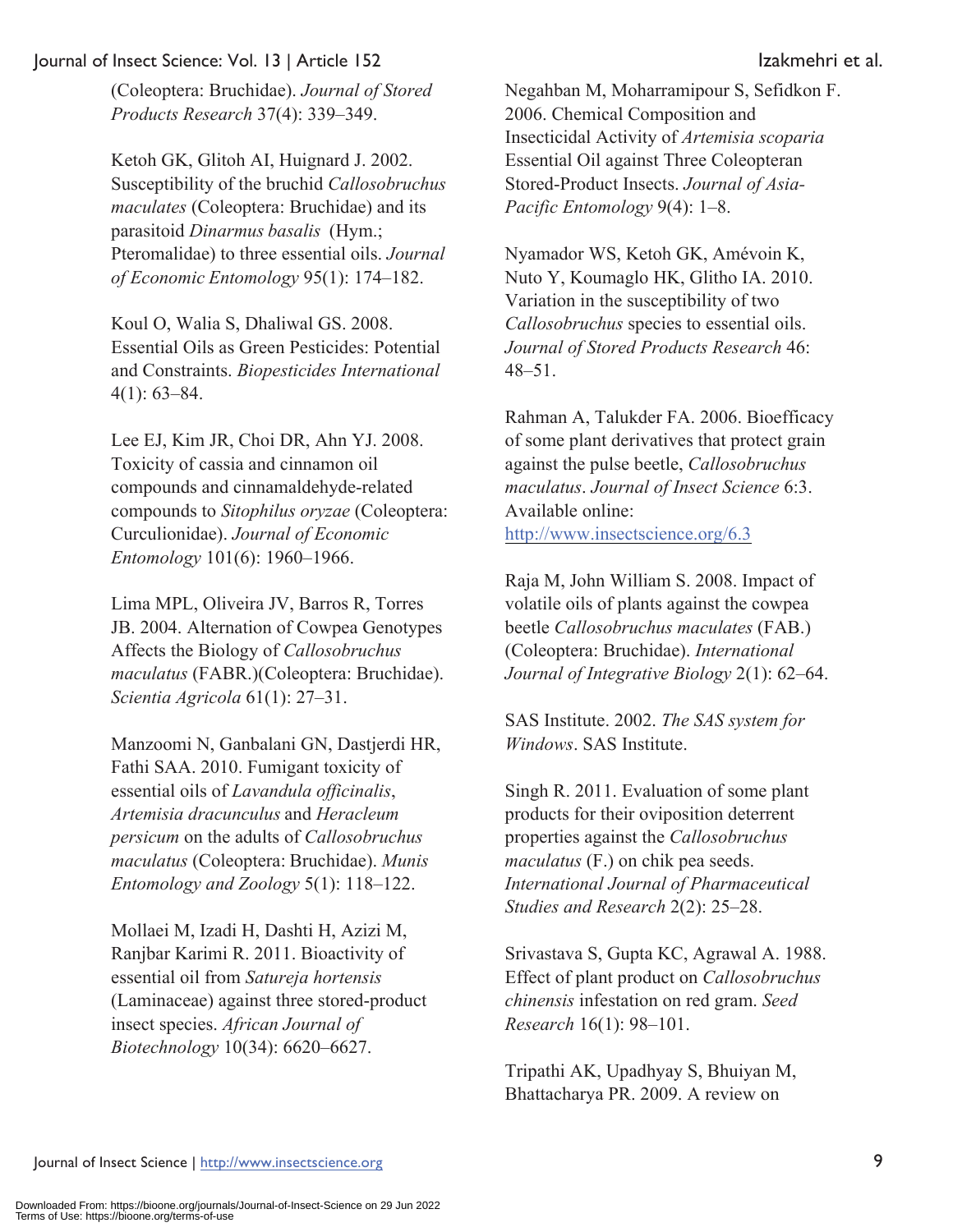(Coleoptera: Bruchidae). *Journal of Stored Products Research* 37(4): 339–349.

Ketoh GK, Glitoh AI, Huignard J. 2002. Susceptibility of the bruchid *Callosobruchus maculates* (Coleoptera: Bruchidae) and its parasitoid *Dinarmus basalis* (Hym.; Pteromalidae) to three essential oils. *Journal of Economic Entomology* 95(1): 174–182.

Koul O, Walia S, Dhaliwal GS. 2008. Essential Oils as Green Pesticides: Potential and Constraints. *Biopesticides International* 4(1): 63–84.

Lee EJ, Kim JR, Choi DR, Ahn YJ. 2008. Toxicity of cassia and cinnamon oil compounds and cinnamaldehyde-related compounds to *Sitophilus oryzae* (Coleoptera: Curculionidae). *Journal of Economic Entomology* 101(6): 1960–1966.

Lima MPL, Oliveira JV, Barros R, Torres JB. 2004. Alternation of Cowpea Genotypes Affects the Biology of *Callosobruchus maculatus* (FABR.)(Coleoptera: Bruchidae). *Scientia Agricola* 61(1): 27–31.

Manzoomi N, Ganbalani GN, Dastjerdi HR, Fathi SAA. 2010. Fumigant toxicity of essential oils of *Lavandula officinalis*, *Artemisia dracunculus* and *Heracleum persicum* on the adults of *Callosobruchus maculatus* (Coleoptera: Bruchidae). *Munis Entomology and Zoology* 5(1): 118–122.

Mollaei M, Izadi H, Dashti H, Azizi M, Ranjbar Karimi R. 2011. Bioactivity of essential oil from *Satureja hortensis* (Laminaceae) against three stored-product insect species. *African Journal of Biotechnology* 10(34): 6620–6627.

Negahban M, Moharramipour S, Sefidkon F. 2006. Chemical Composition and Insecticidal Activity of *Artemisia scoparia* Essential Oil against Three Coleopteran Stored-Product Insects. *Journal of Asia-Pacific Entomology* 9(4): 1–8.

Nyamador WS, Ketoh GK, Amévoin K, Nuto Y, Koumaglo HK, Glitho IA. 2010. Variation in the susceptibility of two *Callosobruchus* species to essential oils. *Journal of Stored Products Research* 46: 48–51.

Rahman A, Talukder FA. 2006. Bioefficacy of some plant derivatives that protect grain against the pulse beetle, *Callosobruchus maculatus*. *Journal of Insect Science* 6:3. Available online: http://www.insectscience.org/6.3

Raja M, John William S. 2008. Impact of volatile oils of plants against the cowpea beetle *Callosobruchus maculates* (FAB.) (Coleoptera: Bruchidae). *International Journal of Integrative Biology* 2(1): 62–64.

SAS Institute. 2002. *The SAS system for Windows*. SAS Institute.

Singh R. 2011. Evaluation of some plant products for their oviposition deterrent properties against the *Callosobruchus maculatus* (F.) on chik pea seeds. *International Journal of Pharmaceutical Studies and Research* 2(2): 25–28.

Srivastava S, Gupta KC, Agrawal A. 1988. Effect of plant product on *Callosobruchus chinensis* infestation on red gram. *Seed Research* 16(1): 98–101.

Tripathi AK, Upadhyay S, Bhuiyan M, Bhattacharya PR. 2009. A review on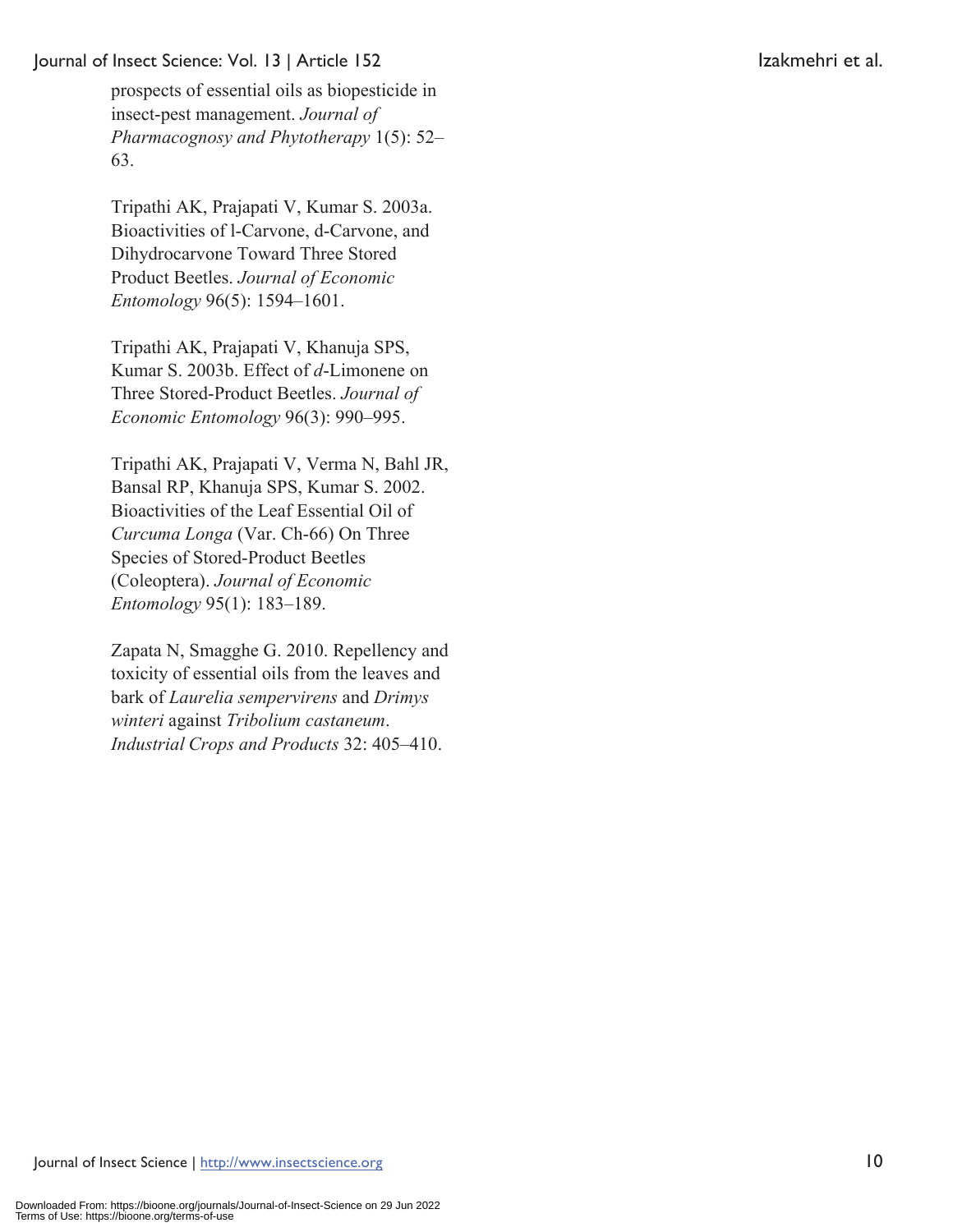prospects of essential oils as biopesticide in insect-pest management. *Journal of Pharmacognosy and Phytotherapy* 1(5): 52–63.

Tripathi AK, Prajapati V, Kumar S. 2003a. Bioactivities of l-Carvone, d-Carvone, and Dihydrocarvone Toward Three Stored Product Beetles. *Journal of Economic Entomology* 96(5): 1594–1601.

Tripathi AK, Prajapati V, Khanuja SPS, Kumar S. 2003b. Effect of *d*-Limonene on Three Stored-Product Beetles. *Journal of Economic Entomology* 96(3): 990–995.

Tripathi AK, Prajapati V, Verma N, Bahl JR, Bansal RP, Khanuja SPS, Kumar S. 2002. Bioactivities of the Leaf Essential Oil of *Curcuma Longa* (Var. Ch-66) On Three Species of Stored-Product Beetles (Coleoptera). *Journal of Economic Entomology* 95(1): 183–189.

Zapata N, Smagghe G. 2010. Repellency and toxicity of essential oils from the leaves and bark of *Laurelia sempervirens* and *Drimys winteri* against *Tribolium castaneum*. *Industrial Crops and Products* 32: 405–410.